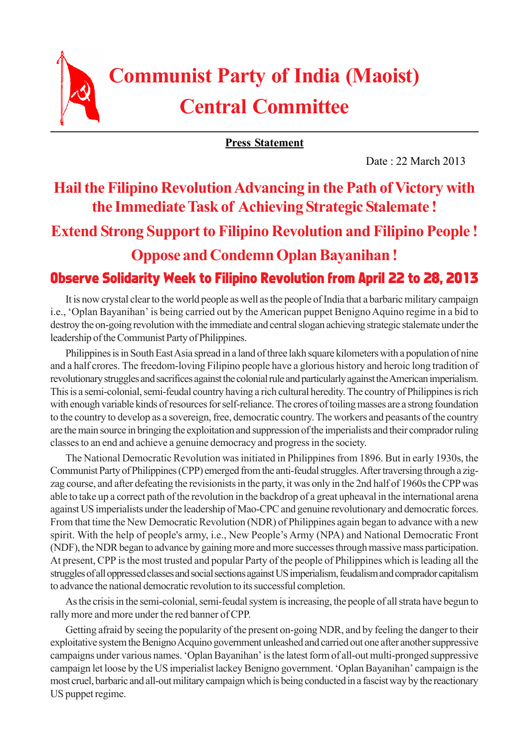# Communist Party of India (Maoist)
# Central Committee

**Press Statement**

Date : 22 March 2013

## Hail the Filipino Revolution Advancing in the Path of Victory with the Immediate Task of Achieving Strategic Stalemate !

## Extend Strong Support to Filipino Revolution and Filipino People !

## Oppose and Condemn Oplan Bayanihan !

## Observe Solidarity Week to Filipino Revolution from April 22 to 28, 2013

It is now crystal clear to the world people as well as the people of India that a barbaric military campaign i.e., 'Oplan Bayanihan' is being carried out by the American puppet Benigno Aquino regime in a bid to destroy the on-going revolution with the immediate and central slogan achieving strategic stalemate under the leadership of the Communist Party of Philippines.

Philippines is in South East Asia spread in a land of three lakh square kilometers with a population of nine and a half crores. The freedom-loving Filipino people have a glorious history and heroic long tradition of revolutionary struggles and sacrifices against the colonial rule and particularly against the American imperialism. This is a semi-colonial, semi-feudal country having a rich cultural heredity. The country of Philippines is rich with enough variable kinds of resources for self-reliance. The crores of toiling masses are a strong foundation to the country to develop as a sovereign, free, democratic country. The workers and peasants of the country are the main source in bringing the exploitation and suppression of the imperialists and their comprador ruling classes to an end and achieve a genuine democracy and progress in the society.

The National Democratic Revolution was initiated in Philippines from 1896. But in early 1930s, the Communist Party of Philippines (CPP) emerged from the anti-feudal struggles. After traversing through a zig-zag course, and after defeating the revisionists in the party, it was only in the 2nd half of 1960s the CPP was able to take up a correct path of the revolution in the backdrop of a great upheaval in the international arena against US imperialists under the leadership of Mao-CPC and genuine revolutionary and democratic forces. From that time the New Democratic Revolution (NDR) of Philippines again began to advance with a new spirit. With the help of people's army, i.e., New People's Army (NPA) and National Democratic Front (NDF), the NDR began to advance by gaining more and more successes through massive mass participation. At present, CPP is the most trusted and popular Party of the people of Philippines which is leading all the struggles of all oppressed classes and social sections against US imperialism, feudalism and comprador capitalism to advance the national democratic revolution to its successful completion.

As the crisis in the semi-colonial, semi-feudal system is increasing, the people of all strata have begun to rally more and more under the red banner of CPP.

Getting afraid by seeing the popularity of the present on-going NDR, and by feeling the danger to their exploitative system the Benigno Acquino government unleashed and carried out one after another suppressive campaigns under various names. 'Oplan Bayanihan' is the latest form of all-out multi-pronged suppressive campaign let loose by the US imperialist lackey Benigno government. 'Oplan Bayanihan' campaign is the most cruel, barbaric and all-out military campaign which is being conducted in a fascist way by the reactionary US puppet regime.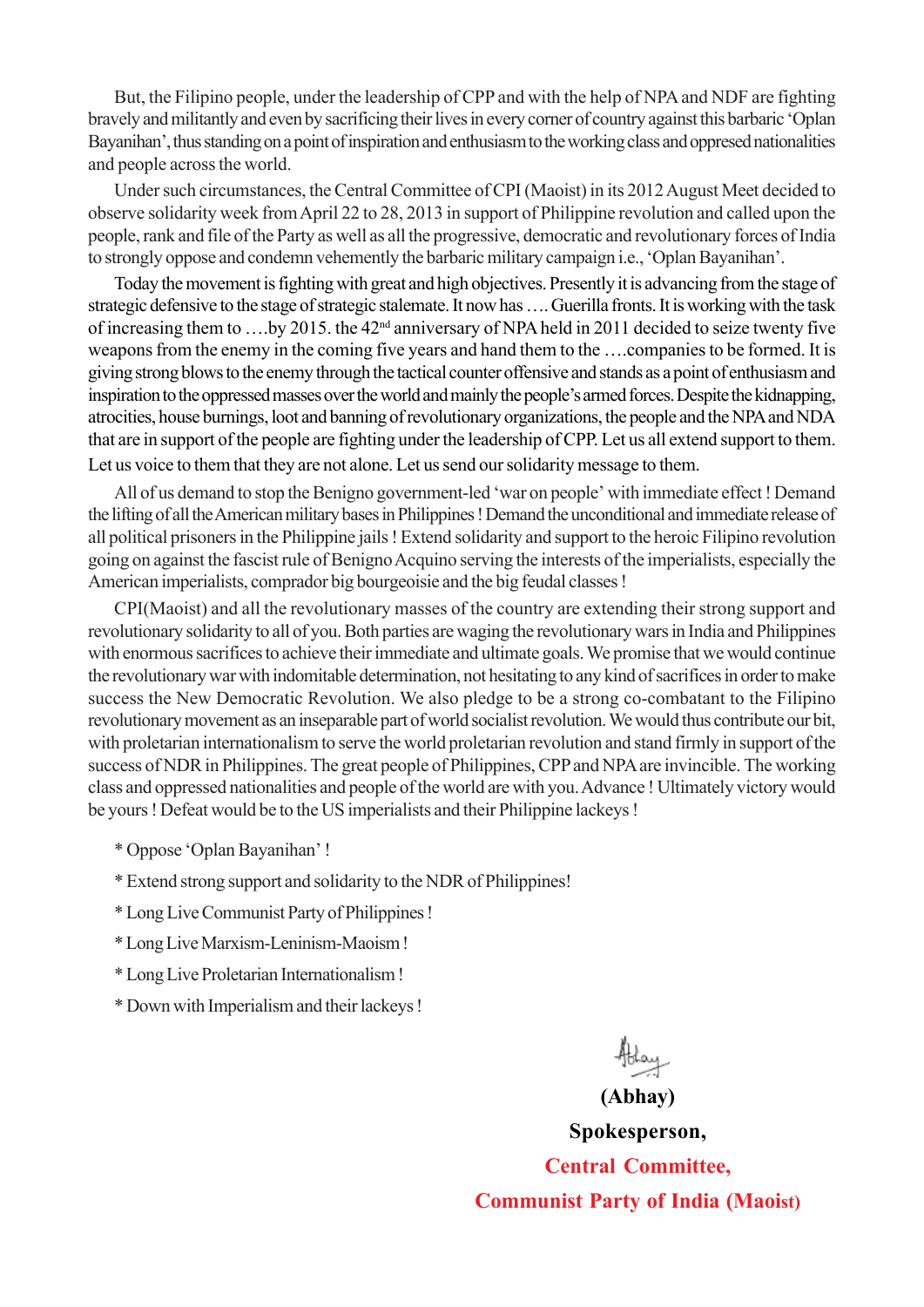But, the Filipino people, under the leadership of CPP and with the help of NPA and NDF are fighting bravely and militantly and even by sacrificing their lives in every corner of country against this barbaric 'Oplan Bayanihan', thus standing on a point of inspiration and enthusiasm to the working class and oppresed nationalities and people across the world.

Under such circumstances, the Central Committee of CPI (Maoist) in its 2012 August Meet decided to observe solidarity week from April 22 to 28, 2013 in support of Philippine revolution and called upon the people, rank and file of the Party as well as all the progressive, democratic and revolutionary forces of India to strongly oppose and condemn vehemently the barbaric military campaign i.e., 'Oplan Bayanihan'.

Today the movement is fighting with great and high objectives. Presently it is advancing from the stage of strategic defensive to the stage of strategic stalemate. It now has …. Guerilla fronts. It is working with the task of increasing them to ….by 2015. the 42nd anniversary of NPA held in 2011 decided to seize twenty five weapons from the enemy in the coming five years and hand them to the ….companies to be formed. It is giving strong blows to the enemy through the tactical counter offensive and stands as a point of enthusiasm and inspiration to the oppressed masses over the world and mainly the people's armed forces. Despite the kidnapping, atrocities, house burnings, loot and banning of revolutionary organizations, the people and the NPA and NDA that are in support of the people are fighting under the leadership of CPP. Let us all extend support to them. Let us voice to them that they are not alone. Let us send our solidarity message to them.

All of us demand to stop the Benigno government-led 'war on people' with immediate effect ! Demand the lifting of all the American military bases in Philippines ! Demand the unconditional and immediate release of all political prisoners in the Philippine jails ! Extend solidarity and support to the heroic Filipino revolution going on against the fascist rule of Benigno Acquino serving the interests of the imperialists, especially the American imperialists, comprador big bourgeoisie and the big feudal classes !

CPI(Maoist) and all the revolutionary masses of the country are extending their strong support and revolutionary solidarity to all of you. Both parties are waging the revolutionary wars in India and Philippines with enormous sacrifices to achieve their immediate and ultimate goals. We promise that we would continue the revolutionary war with indomitable determination, not hesitating to any kind of sacrifices in order to make success the New Democratic Revolution. We also pledge to be a strong co-combatant to the Filipino revolutionary movement as an inseparable part of world socialist revolution. We would thus contribute our bit, with proletarian internationalism to serve the world proletarian revolution and stand firmly in support of the success of NDR in Philippines. The great people of Philippines, CPP and NPA are invincible. The working class and oppressed nationalities and people of the world are with you. Advance ! Ultimately victory would be yours ! Defeat would be to the US imperialists and their Philippine lackeys !

* Oppose 'Oplan Bayanihan' !
* Extend strong support and solidarity to the NDR of Philippines!
* Long Live Communist Party of Philippines !
* Long Live Marxism-Leninism-Maoism !
* Long Live Proletarian Internationalism !
* Down with Imperialism and their lackeys !

Abhay

**(Abhay)**

**Spokesperson,**

**Central Committee,**

**Communist Party of India (Maoist)**